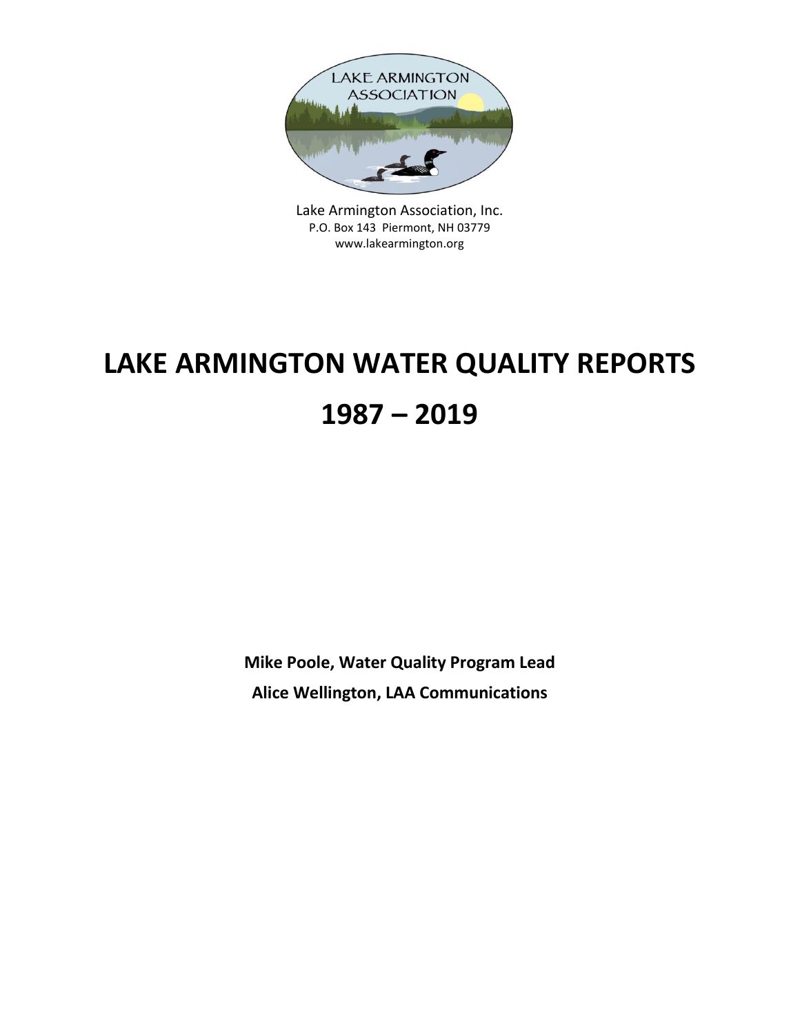Lake Armington Association, Inc.
P.O. Box 143 Piermont, NH 03779
www.lakearmington.org

# LAKE ARMINGTON WATER QUALITY REPORTS

# 1987 – 2019

**Mike Poole, Water Quality Program Lead**

**Alice Wellington, LAA Communications**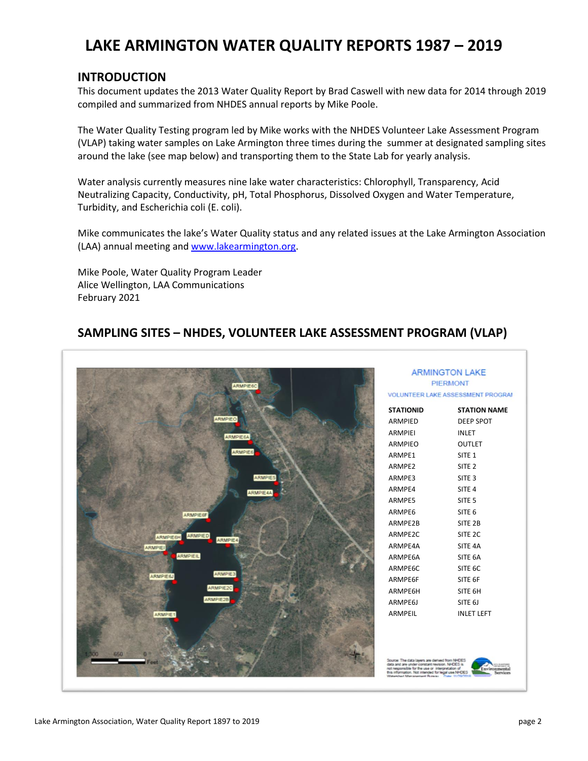# LAKE ARMINGTON WATER QUALITY REPORTS 1987 – 2019

## INTRODUCTION

This document updates the 2013 Water Quality Report by Brad Caswell with new data for 2014 through 2019 compiled and summarized from NHDES annual reports by Mike Poole.

The Water Quality Testing program led by Mike works with the NHDES Volunteer Lake Assessment Program (VLAP) taking water samples on Lake Armington three times during the summer at designated sampling sites around the lake (see map below) and transporting them to the State Lab for yearly analysis.

Water analysis currently measures nine lake water characteristics: Chlorophyll, Transparency, Acid Neutralizing Capacity, Conductivity, pH, Total Phosphorus, Dissolved Oxygen and Water Temperature, Turbidity, and Escherichia coli (E. coli).

Mike communicates the lake's Water Quality status and any related issues at the Lake Armington Association (LAA) annual meeting and [www.lakearmington.org](www.lakearmington.org).

Mike Poole, Water Quality Program Leader
Alice Wellington, LAA Communications
February 2021

## SAMPLING SITES – NHDES, VOLUNTEER LAKE ASSESSMENT PROGRAM (VLAP)

ARMINGTON LAKE
PIERMONT
VOLUNTEER LAKE ASSESSMENT PROGRAM

| STATIONID | STATION NAME |
|---|---|
| ARMPIED | DEEP SPOT |
| ARMPIEI | INLET |
| ARMPIEO | OUTLET |
| ARMPE1 | SITE 1 |
| ARMPE2 | SITE 2 |
| ARMPE3 | SITE 3 |
| ARMPE4 | SITE 4 |
| ARMPE5 | SITE 5 |
| ARMPE6 | SITE 6 |
| ARMPE2B | SITE 2B |
| ARMPE2C | SITE 2C |
| ARMPE4A | SITE 4A |
| ARMPE6A | SITE 6A |
| ARMPE6C | SITE 6C |
| ARMPE6F | SITE 6F |
| ARMPE6H | SITE 6H |
| ARMPE6J | SITE 6J |
| ARMPEIL | INLET LEFT |

Source: The data layers are derived from NHDES data and are under constant revision. NHDES is not responsible for the use or interpretation of this information. Not intended for legal use. NHDES Watershed Management Bureau.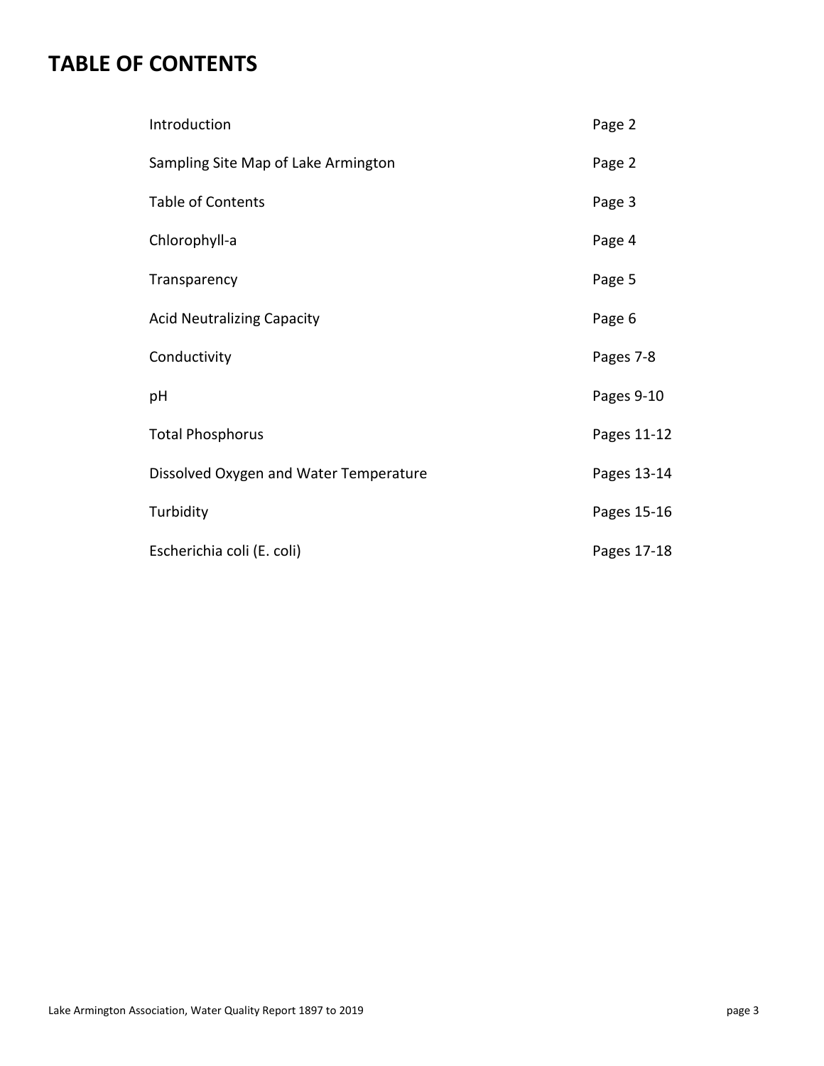# TABLE OF CONTENTS

| | |
|---|---|
| Introduction | Page 2 |
| Sampling Site Map of Lake Armington | Page 2 |
| Table of Contents | Page 3 |
| Chlorophyll-a | Page 4 |
| Transparency | Page 5 |
| Acid Neutralizing Capacity | Page 6 |
| Conductivity | Pages 7-8 |
| pH | Pages 9-10 |
| Total Phosphorus | Pages 11-12 |
| Dissolved Oxygen and Water Temperature | Pages 13-14 |
| Turbidity | Pages 15-16 |
| Escherichia coli (E. coli) | Pages 17-18 |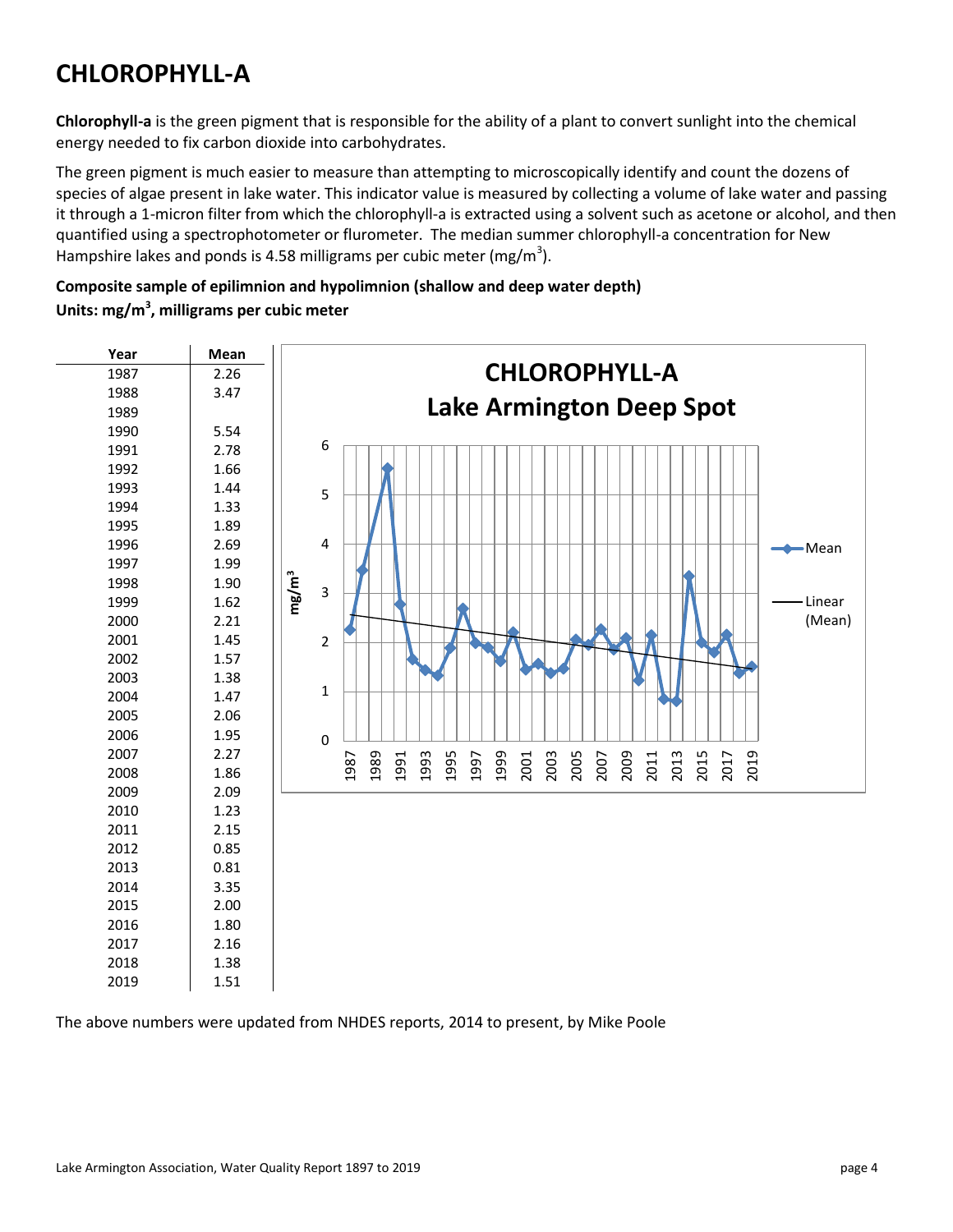# CHLOROPHYLL-A

**Chlorophyll-a** is the green pigment that is responsible for the ability of a plant to convert sunlight into the chemical energy needed to fix carbon dioxide into carbohydrates.

The green pigment is much easier to measure than attempting to microscopically identify and count the dozens of species of algae present in lake water. This indicator value is measured by collecting a volume of lake water and passing it through a 1-micron filter from which the chlorophyll-a is extracted using a solvent such as acetone or alcohol, and then quantified using a spectrophotometer or flurometer. The median summer chlorophyll-a concentration for New Hampshire lakes and ponds is 4.58 milligrams per cubic meter ($mg/m^3$).

**Composite sample of epilimnion and hypolimnion (shallow and deep water depth)**
**Units: $mg/m^3$, milligrams per cubic meter**

| Year | Mean |
|---|---|
| 1987 | 2.26 |
| 1988 | 3.47 |
| 1989 | |
| 1990 | 5.54 |
| 1991 | 2.78 |
| 1992 | 1.66 |
| 1993 | 1.44 |
| 1994 | 1.33 |
| 1995 | 1.89 |
| 1996 | 2.69 |
| 1997 | 1.99 |
| 1998 | 1.90 |
| 1999 | 1.62 |
| 2000 | 2.21 |
| 2001 | 1.45 |
| 2002 | 1.57 |
| 2003 | 1.38 |
| 2004 | 1.47 |
| 2005 | 2.06 |
| 2006 | 1.95 |
| 2007 | 2.27 |
| 2008 | 1.86 |
| 2009 | 2.09 |
| 2010 | 1.23 |
| 2011 | 2.15 |
| 2012 | 0.85 |
| 2013 | 0.81 |
| 2014 | 3.35 |
| 2015 | 2.00 |
| 2016 | 1.80 |
| 2017 | 2.16 |
| 2018 | 1.38 |
| 2019 | 1.51 |

**CHLOROPHYLL-A**
**Lake Armington Deep Spot**

The above numbers were updated from NHDES reports, 2014 to present, by Mike Poole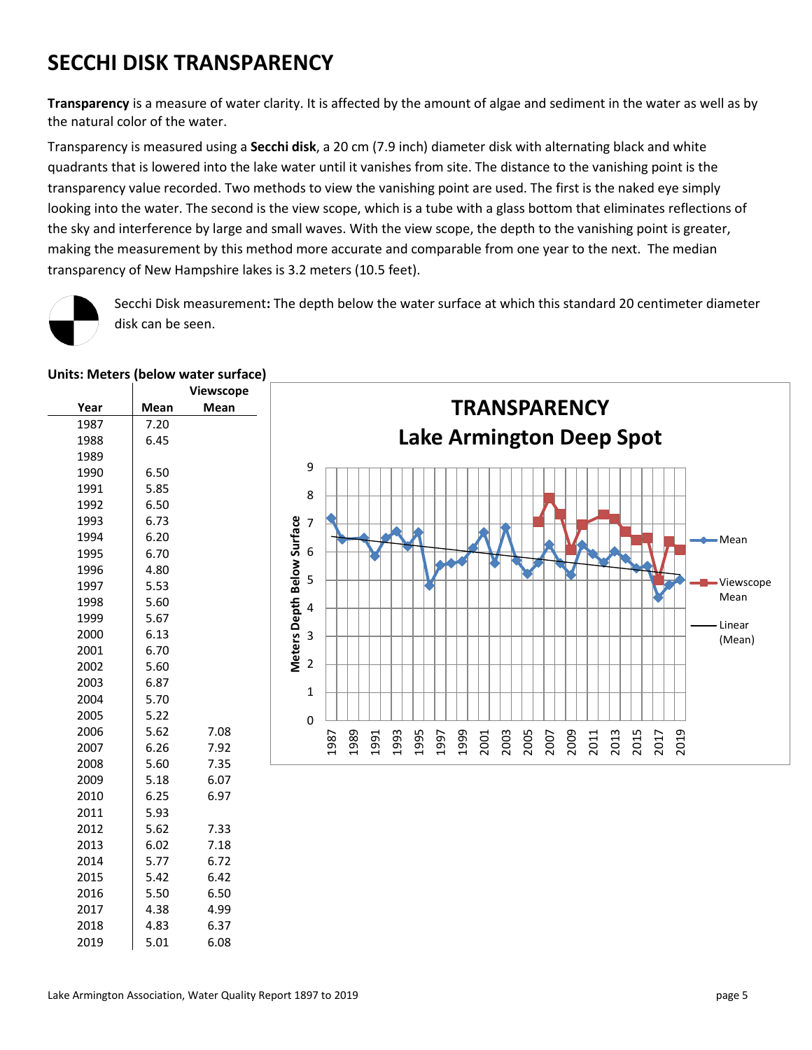# SECCHI DISK TRANSPARENCY

**Transparency** is a measure of water clarity. It is affected by the amount of algae and sediment in the water as well as by the natural color of the water.

Transparency is measured using a **Secchi disk**, a 20 cm (7.9 inch) diameter disk with alternating black and white quadrants that is lowered into the lake water until it vanishes from site. The distance to the vanishing point is the transparency value recorded. Two methods to view the vanishing point are used. The first is the naked eye simply looking into the water. The second is the view scope, which is a tube with a glass bottom that eliminates reflections of the sky and interference by large and small waves. With the view scope, the depth to the vanishing point is greater, making the measurement by this method more accurate and comparable from one year to the next. The median transparency of New Hampshire lakes is 3.2 meters (10.5 feet).

Secchi Disk measurement**:** The depth below the water surface at which this standard 20 centimeter diameter disk can be seen.

**Units: Meters (below water surface)**

| Year | Mean | Viewscope Mean |
|---|---|---|
| 1987 | 7.20 | |
| 1988 | 6.45 | |
| 1989 | | |
| 1990 | 6.50 | |
| 1991 | 5.85 | |
| 1992 | 6.50 | |
| 1993 | 6.73 | |
| 1994 | 6.20 | |
| 1995 | 6.70 | |
| 1996 | 4.80 | |
| 1997 | 5.53 | |
| 1998 | 5.60 | |
| 1999 | 5.67 | |
| 2000 | 6.13 | |
| 2001 | 6.70 | |
| 2002 | 5.60 | |
| 2003 | 6.87 | |
| 2004 | 5.70 | |
| 2005 | 5.22 | |
| 2006 | 5.62 | 7.08 |
| 2007 | 6.26 | 7.92 |
| 2008 | 5.60 | 7.35 |
| 2009 | 5.18 | 6.07 |
| 2010 | 6.25 | 6.97 |
| 2011 | 5.93 | |
| 2012 | 5.62 | 7.33 |
| 2013 | 6.02 | 7.18 |
| 2014 | 5.77 | 6.72 |
| 2015 | 5.42 | 6.42 |
| 2016 | 5.50 | 6.50 |
| 2017 | 4.38 | 4.99 |
| 2018 | 4.83 | 6.37 |
| 2019 | 5.01 | 6.08 |

**TRANSPARENCY**
**Lake Armington Deep Spot**

(Chart: Meters Depth Below Surface, 0–9, years 1987–2019; series: Mean, Viewscope Mean, Linear (Mean))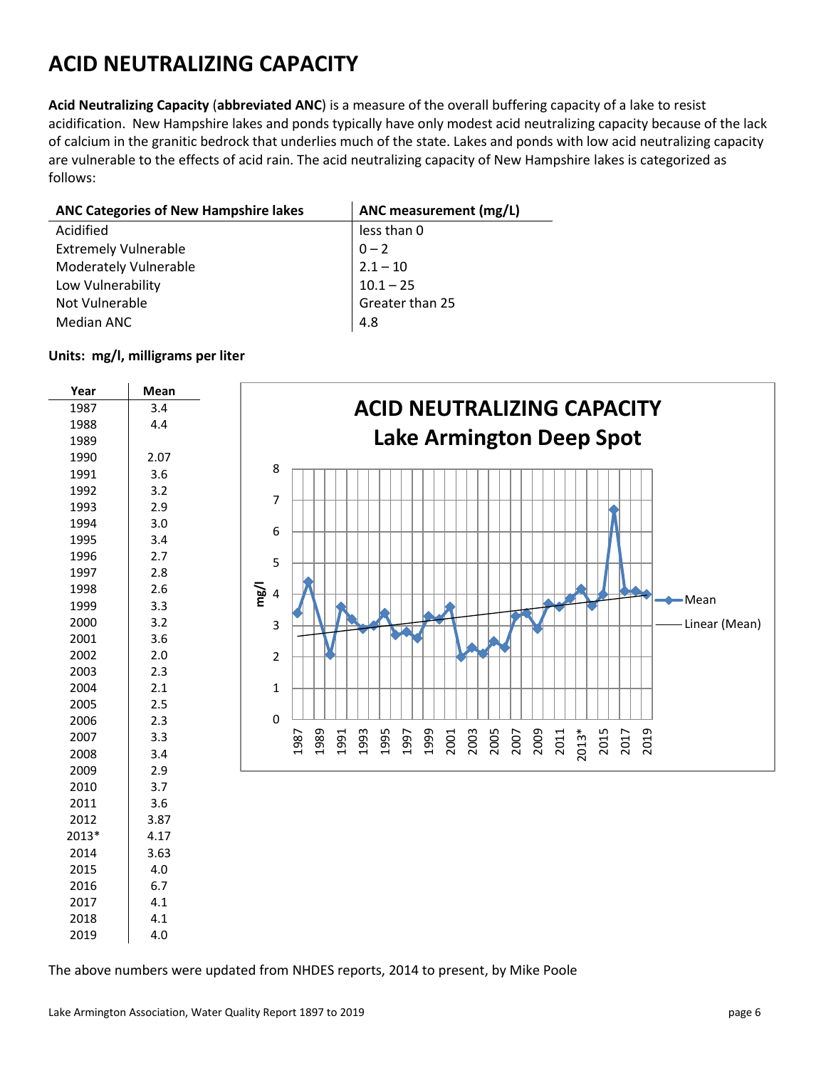# ACID NEUTRALIZING CAPACITY

**Acid Neutralizing Capacity** (**abbreviated ANC**) is a measure of the overall buffering capacity of a lake to resist acidification. New Hampshire lakes and ponds typically have only modest acid neutralizing capacity because of the lack of calcium in the granitic bedrock that underlies much of the state. Lakes and ponds with low acid neutralizing capacity are vulnerable to the effects of acid rain. The acid neutralizing capacity of New Hampshire lakes is categorized as follows:

| ANC Categories of New Hampshire lakes | ANC measurement (mg/L) |
|---|---|
| Acidified | less than 0 |
| Extremely Vulnerable | 0 – 2 |
| Moderately Vulnerable | 2.1 – 10 |
| Low Vulnerability | 10.1 – 25 |
| Not Vulnerable | Greater than 25 |
| Median ANC | 4.8 |

**Units: mg/l, milligrams per liter**

| Year | Mean |
|---|---|
| 1987 | 3.4 |
| 1988 | 4.4 |
| 1989 | |
| 1990 | 2.07 |
| 1991 | 3.6 |
| 1992 | 3.2 |
| 1993 | 2.9 |
| 1994 | 3.0 |
| 1995 | 3.4 |
| 1996 | 2.7 |
| 1997 | 2.8 |
| 1998 | 2.6 |
| 1999 | 3.3 |
| 2000 | 3.2 |
| 2001 | 3.6 |
| 2002 | 2.0 |
| 2003 | 2.3 |
| 2004 | 2.1 |
| 2005 | 2.5 |
| 2006 | 2.3 |
| 2007 | 3.3 |
| 2008 | 3.4 |
| 2009 | 2.9 |
| 2010 | 3.7 |
| 2011 | 3.6 |
| 2012 | 3.87 |
| 2013* | 4.17 |
| 2014 | 3.63 |
| 2015 | 4.0 |
| 2016 | 6.7 |
| 2017 | 4.1 |
| 2018 | 4.1 |
| 2019 | 4.0 |

**ACID NEUTRALIZING CAPACITY**
**Lake Armington Deep Spot**

The above numbers were updated from NHDES reports, 2014 to present, by Mike Poole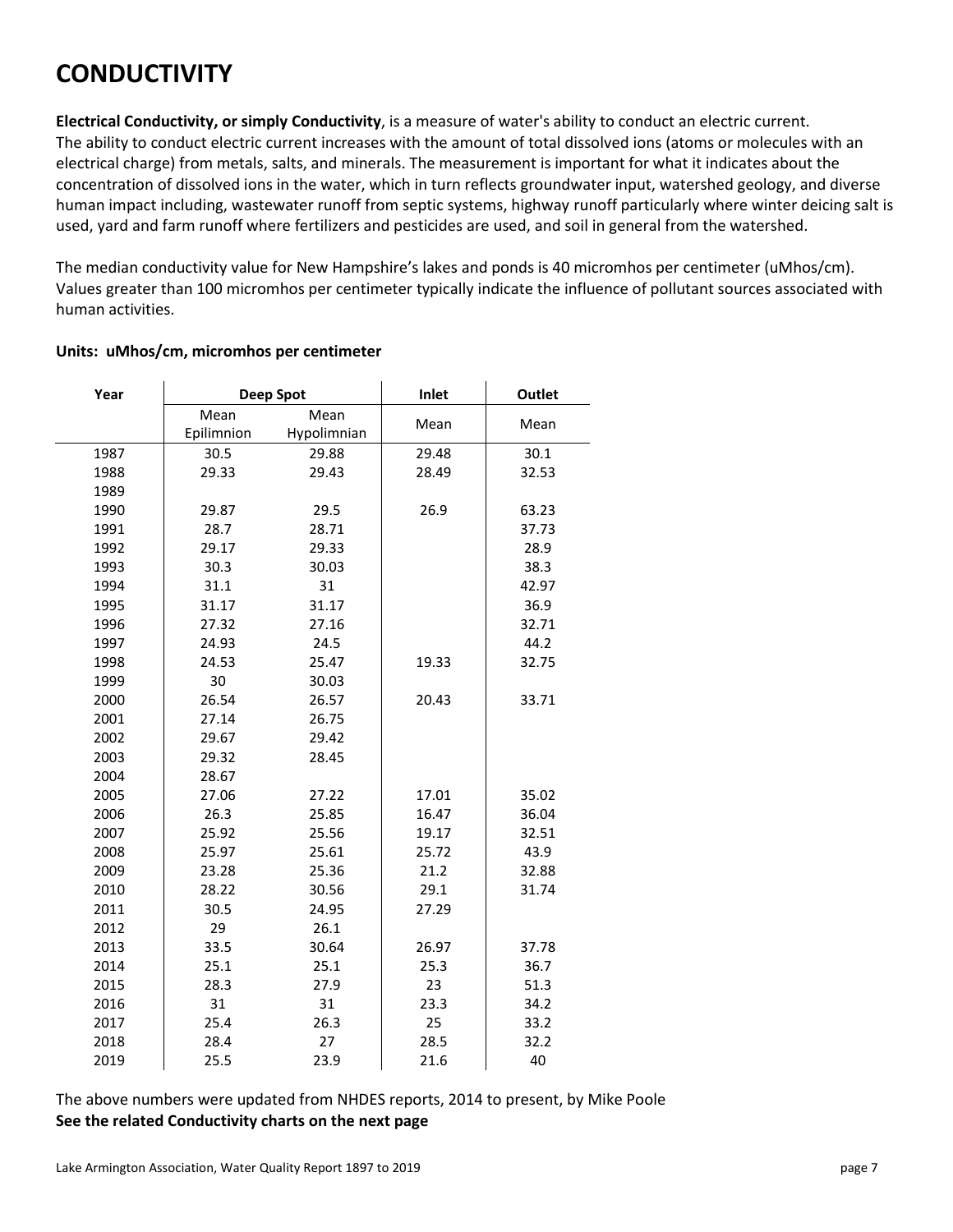# CONDUCTIVITY

**Electrical Conductivity, or simply Conductivity**, is a measure of water's ability to conduct an electric current. The ability to conduct electric current increases with the amount of total dissolved ions (atoms or molecules with an electrical charge) from metals, salts, and minerals. The measurement is important for what it indicates about the concentration of dissolved ions in the water, which in turn reflects groundwater input, watershed geology, and diverse human impact including, wastewater runoff from septic systems, highway runoff particularly where winter deicing salt is used, yard and farm runoff where fertilizers and pesticides are used, and soil in general from the watershed.

The median conductivity value for New Hampshire's lakes and ponds is 40 micromhos per centimeter (uMhos/cm). Values greater than 100 micromhos per centimeter typically indicate the influence of pollutant sources associated with human activities.

**Units: uMhos/cm, micromhos per centimeter**

| Year | Deep Spot | | Inlet | Outlet |
|---|---|---|---|---|
| | Mean Epilimnion | Mean Hypolimnian | Mean | Mean |
| 1987 | 30.5 | 29.88 | 29.48 | 30.1 |
| 1988 | 29.33 | 29.43 | 28.49 | 32.53 |
| 1989 | | | | |
| 1990 | 29.87 | 29.5 | 26.9 | 63.23 |
| 1991 | 28.7 | 28.71 | | 37.73 |
| 1992 | 29.17 | 29.33 | | 28.9 |
| 1993 | 30.3 | 30.03 | | 38.3 |
| 1994 | 31.1 | 31 | | 42.97 |
| 1995 | 31.17 | 31.17 | | 36.9 |
| 1996 | 27.32 | 27.16 | | 32.71 |
| 1997 | 24.93 | 24.5 | | 44.2 |
| 1998 | 24.53 | 25.47 | 19.33 | 32.75 |
| 1999 | 30 | 30.03 | | |
| 2000 | 26.54 | 26.57 | 20.43 | 33.71 |
| 2001 | 27.14 | 26.75 | | |
| 2002 | 29.67 | 29.42 | | |
| 2003 | 29.32 | 28.45 | | |
| 2004 | 28.67 | | | |
| 2005 | 27.06 | 27.22 | 17.01 | 35.02 |
| 2006 | 26.3 | 25.85 | 16.47 | 36.04 |
| 2007 | 25.92 | 25.56 | 19.17 | 32.51 |
| 2008 | 25.97 | 25.61 | 25.72 | 43.9 |
| 2009 | 23.28 | 25.36 | 21.2 | 32.88 |
| 2010 | 28.22 | 30.56 | 29.1 | 31.74 |
| 2011 | 30.5 | 24.95 | 27.29 | |
| 2012 | 29 | 26.1 | | |
| 2013 | 33.5 | 30.64 | 26.97 | 37.78 |
| 2014 | 25.1 | 25.1 | 25.3 | 36.7 |
| 2015 | 28.3 | 27.9 | 23 | 51.3 |
| 2016 | 31 | 31 | 23.3 | 34.2 |
| 2017 | 25.4 | 26.3 | 25 | 33.2 |
| 2018 | 28.4 | 27 | 28.5 | 32.2 |
| 2019 | 25.5 | 23.9 | 21.6 | 40 |

The above numbers were updated from NHDES reports, 2014 to present, by Mike Poole

**See the related Conductivity charts on the next page**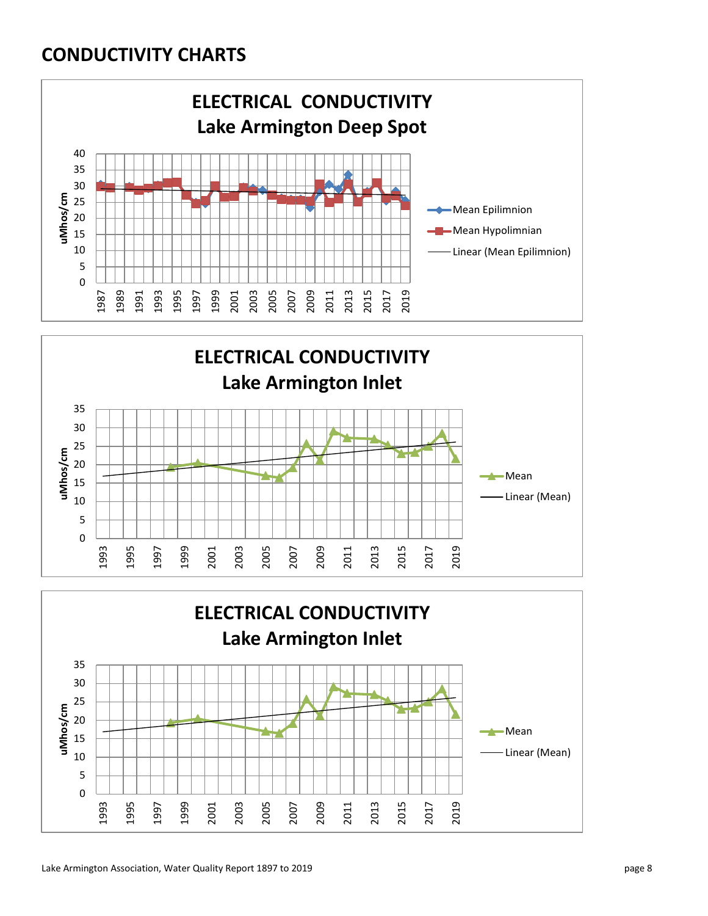# CONDUCTIVITY CHARTS

**ELECTRICAL CONDUCTIVITY**
**Lake Armington Deep Spot**

uMhos/cm: 0, 5, 10, 15, 20, 25, 30, 35, 40

1987, 1989, 1991, 1993, 1995, 1997, 1999, 2001, 2003, 2005, 2007, 2009, 2011, 2013, 2015, 2017, 2019

Mean Epilimnion
Mean Hypolimnian
Linear (Mean Epilimnion)

**ELECTRICAL CONDUCTIVITY**
**Lake Armington Inlet**

uMhos/cm: 0, 5, 10, 15, 20, 25, 30, 35

1993, 1995, 1997, 1999, 2001, 2003, 2005, 2007, 2009, 2011, 2013, 2015, 2017, 2019

Mean
Linear (Mean)

**ELECTRICAL CONDUCTIVITY**
**Lake Armington Inlet**

uMhos/cm: 0, 5, 10, 15, 20, 25, 30, 35

1993, 1995, 1997, 1999, 2001, 2003, 2005, 2007, 2009, 2011, 2013, 2015, 2017, 2019

Mean
Linear (Mean)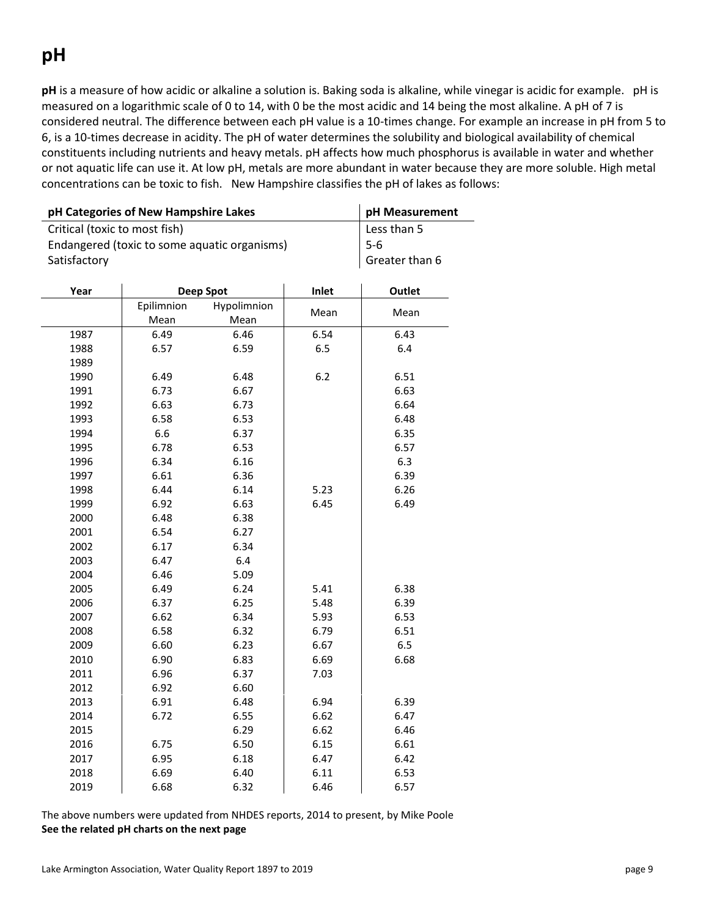# pH

**pH** is a measure of how acidic or alkaline a solution is. Baking soda is alkaline, while vinegar is acidic for example. pH is measured on a logarithmic scale of 0 to 14, with 0 be the most acidic and 14 being the most alkaline. A pH of 7 is considered neutral. The difference between each pH value is a 10-times change. For example an increase in pH from 5 to 6, is a 10-times decrease in acidity. The pH of water determines the solubility and biological availability of chemical constituents including nutrients and heavy metals. pH affects how much phosphorus is available in water and whether or not aquatic life can use it. At low pH, metals are more abundant in water because they are more soluble. High metal concentrations can be toxic to fish. New Hampshire classifies the pH of lakes as follows:

| pH Categories of New Hampshire Lakes | pH Measurement |
|---|---|
| Critical (toxic to most fish) | Less than 5 |
| Endangered (toxic to some aquatic organisms) | 5-6 |
| Satisfactory | Greater than 6 |

| Year | Deep Spot | | Inlet | Outlet |
|---|---|---|---|---|
| | Epilimnion Mean | Hypolimnion Mean | Mean | Mean |
| 1987 | 6.49 | 6.46 | 6.54 | 6.43 |
| 1988 | 6.57 | 6.59 | 6.5 | 6.4 |
| 1989 | | | | |
| 1990 | 6.49 | 6.48 | 6.2 | 6.51 |
| 1991 | 6.73 | 6.67 | | 6.63 |
| 1992 | 6.63 | 6.73 | | 6.64 |
| 1993 | 6.58 | 6.53 | | 6.48 |
| 1994 | 6.6 | 6.37 | | 6.35 |
| 1995 | 6.78 | 6.53 | | 6.57 |
| 1996 | 6.34 | 6.16 | | 6.3 |
| 1997 | 6.61 | 6.36 | | 6.39 |
| 1998 | 6.44 | 6.14 | 5.23 | 6.26 |
| 1999 | 6.92 | 6.63 | 6.45 | 6.49 |
| 2000 | 6.48 | 6.38 | | |
| 2001 | 6.54 | 6.27 | | |
| 2002 | 6.17 | 6.34 | | |
| 2003 | 6.47 | 6.4 | | |
| 2004 | 6.46 | 5.09 | | |
| 2005 | 6.49 | 6.24 | 5.41 | 6.38 |
| 2006 | 6.37 | 6.25 | 5.48 | 6.39 |
| 2007 | 6.62 | 6.34 | 5.93 | 6.53 |
| 2008 | 6.58 | 6.32 | 6.79 | 6.51 |
| 2009 | 6.60 | 6.23 | 6.67 | 6.5 |
| 2010 | 6.90 | 6.83 | 6.69 | 6.68 |
| 2011 | 6.96 | 6.37 | 7.03 | |
| 2012 | 6.92 | 6.60 | | |
| 2013 | 6.91 | 6.48 | 6.94 | 6.39 |
| 2014 | 6.72 | 6.55 | 6.62 | 6.47 |
| 2015 | | 6.29 | 6.62 | 6.46 |
| 2016 | 6.75 | 6.50 | 6.15 | 6.61 |
| 2017 | 6.95 | 6.18 | 6.47 | 6.42 |
| 2018 | 6.69 | 6.40 | 6.11 | 6.53 |
| 2019 | 6.68 | 6.32 | 6.46 | 6.57 |

The above numbers were updated from NHDES reports, 2014 to present, by Mike Poole

**See the related pH charts on the next page**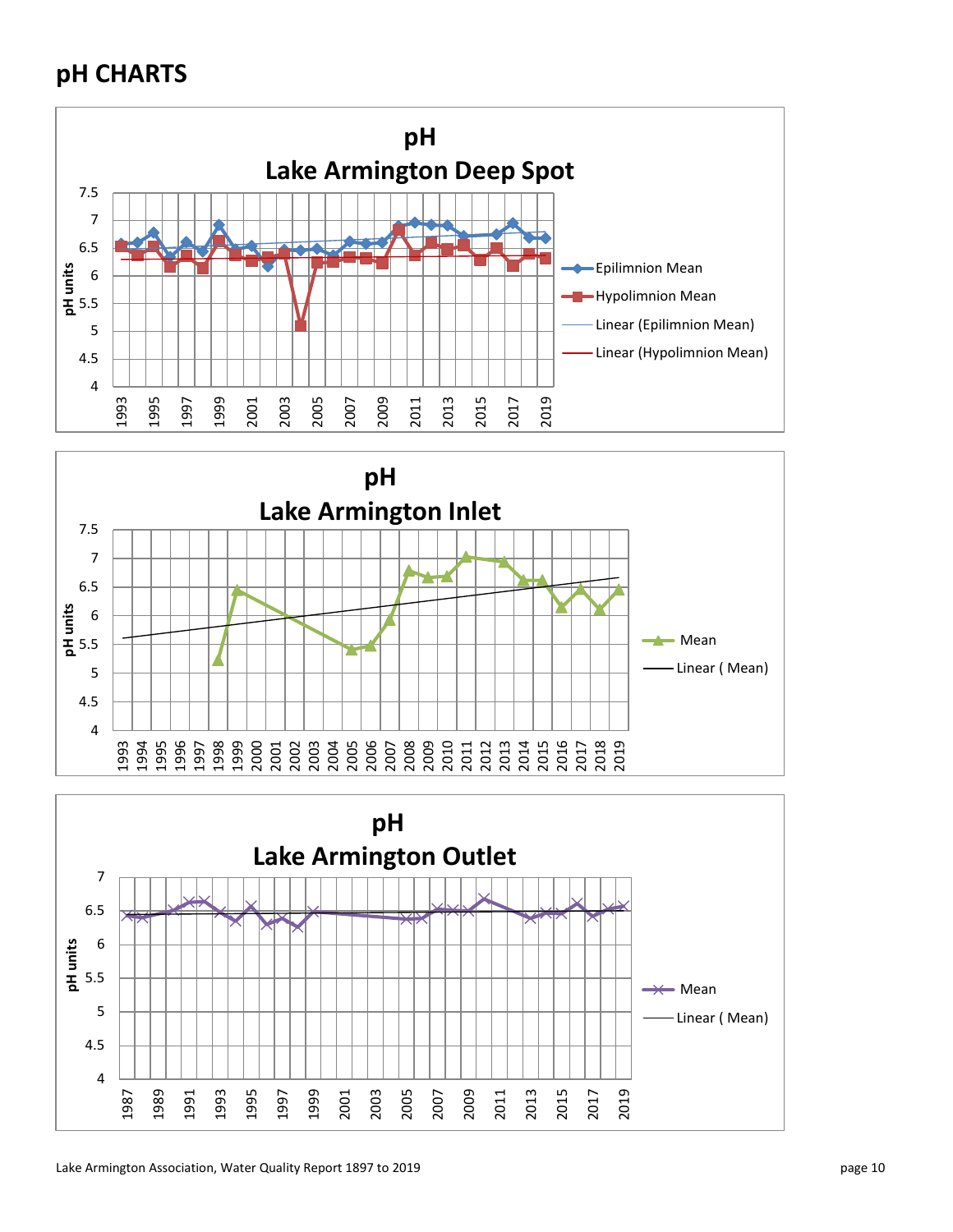## pH CHARTS

**pH**
**Lake Armington Deep Spot**

pH units: 7.5, 7, 6.5, 6, 5.5, 5, 4.5, 4

1993, 1995, 1997, 1999, 2001, 2003, 2005, 2007, 2009, 2011, 2013, 2015, 2017, 2019

- Epilimnion Mean
- Hypolimnion Mean
- Linear (Epilimnion Mean)
- Linear (Hypolimnion Mean)

**pH**
**Lake Armington Inlet**

pH units: 7.5, 7, 6.5, 6, 5.5, 5, 4.5, 4

1993, 1994, 1995, 1996, 1997, 1998, 1999, 2000, 2001, 2002, 2003, 2004, 2005, 2006, 2007, 2008, 2009, 2010, 2011, 2012, 2013, 2014, 2015, 2016, 2017, 2018, 2019

- Mean
- Linear ( Mean)

**pH**
**Lake Armington Outlet**

pH units: 7, 6.5, 6, 5.5, 5, 4.5, 4

1987, 1989, 1991, 1993, 1995, 1997, 1999, 2001, 2003, 2005, 2007, 2009, 2011, 2013, 2015, 2017, 2019

- Mean
- Linear ( Mean)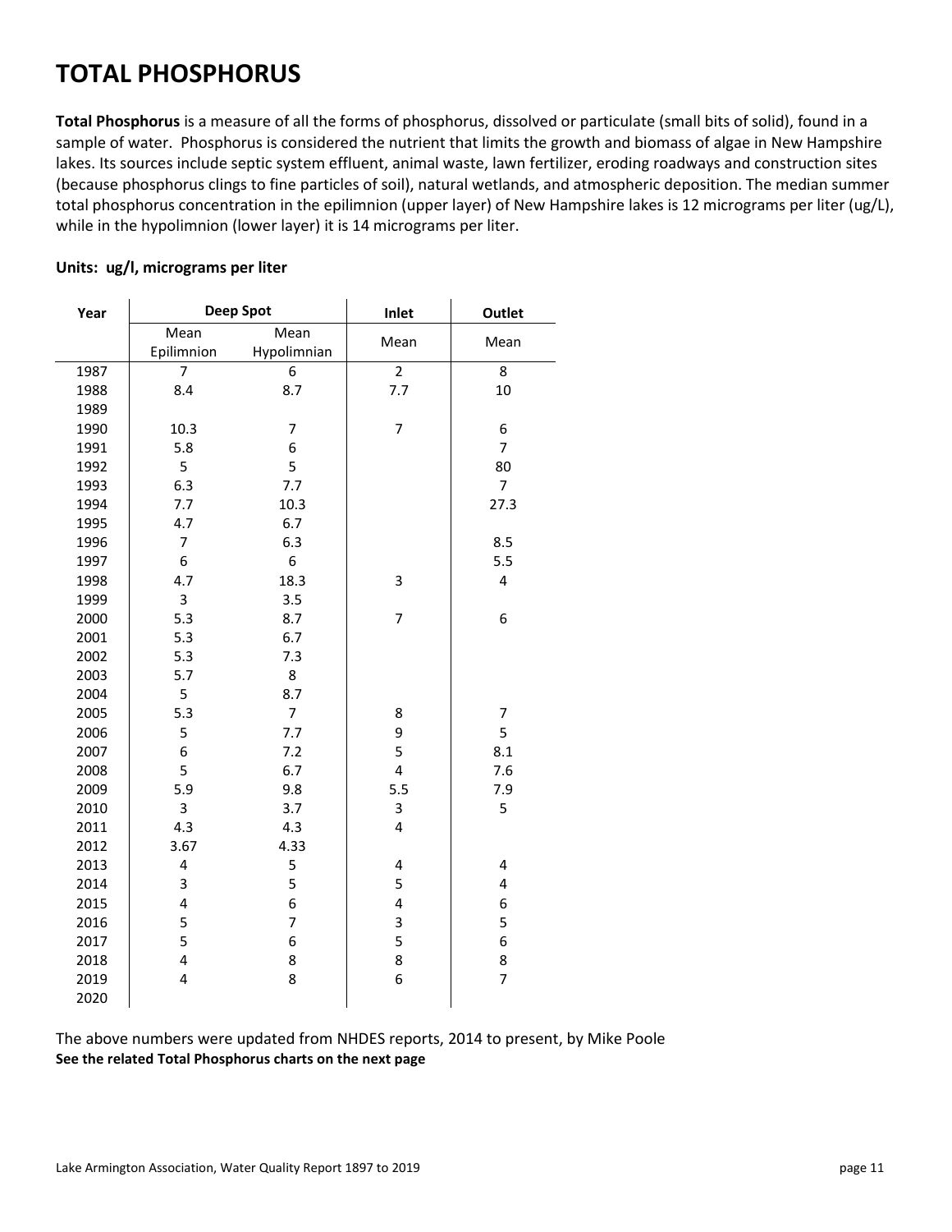# TOTAL PHOSPHORUS

**Total Phosphorus** is a measure of all the forms of phosphorus, dissolved or particulate (small bits of solid), found in a sample of water. Phosphorus is considered the nutrient that limits the growth and biomass of algae in New Hampshire lakes. Its sources include septic system effluent, animal waste, lawn fertilizer, eroding roadways and construction sites (because phosphorus clings to fine particles of soil), natural wetlands, and atmospheric deposition. The median summer total phosphorus concentration in the epilimnion (upper layer) of New Hampshire lakes is 12 micrograms per liter (ug/L), while in the hypolimnion (lower layer) it is 14 micrograms per liter.

**Units: ug/l, micrograms per liter**

| Year | Deep Spot | | Inlet | Outlet |
|---|---|---|---|---|
| | Mean Epilimnion | Mean Hypolimnian | Mean | Mean |
| 1987 | 7 | 6 | 2 | 8 |
| 1988 | 8.4 | 8.7 | 7.7 | 10 |
| 1989 | | | | |
| 1990 | 10.3 | 7 | 7 | 6 |
| 1991 | 5.8 | 6 | | 7 |
| 1992 | 5 | 5 | | 80 |
| 1993 | 6.3 | 7.7 | | 7 |
| 1994 | 7.7 | 10.3 | | 27.3 |
| 1995 | 4.7 | 6.7 | | |
| 1996 | 7 | 6.3 | | 8.5 |
| 1997 | 6 | 6 | | 5.5 |
| 1998 | 4.7 | 18.3 | 3 | 4 |
| 1999 | 3 | 3.5 | | |
| 2000 | 5.3 | 8.7 | 7 | 6 |
| 2001 | 5.3 | 6.7 | | |
| 2002 | 5.3 | 7.3 | | |
| 2003 | 5.7 | 8 | | |
| 2004 | 5 | 8.7 | | |
| 2005 | 5.3 | 7 | 8 | 7 |
| 2006 | 5 | 7.7 | 9 | 5 |
| 2007 | 6 | 7.2 | 5 | 8.1 |
| 2008 | 5 | 6.7 | 4 | 7.6 |
| 2009 | 5.9 | 9.8 | 5.5 | 7.9 |
| 2010 | 3 | 3.7 | 3 | 5 |
| 2011 | 4.3 | 4.3 | 4 | |
| 2012 | 3.67 | 4.33 | | |
| 2013 | 4 | 5 | 4 | 4 |
| 2014 | 3 | 5 | 5 | 4 |
| 2015 | 4 | 6 | 4 | 6 |
| 2016 | 5 | 7 | 3 | 5 |
| 2017 | 5 | 6 | 5 | 6 |
| 2018 | 4 | 8 | 8 | 8 |
| 2019 | 4 | 8 | 6 | 7 |
| 2020 | | | | |

The above numbers were updated from NHDES reports, 2014 to present, by Mike Poole

**See the related Total Phosphorus charts on the next page**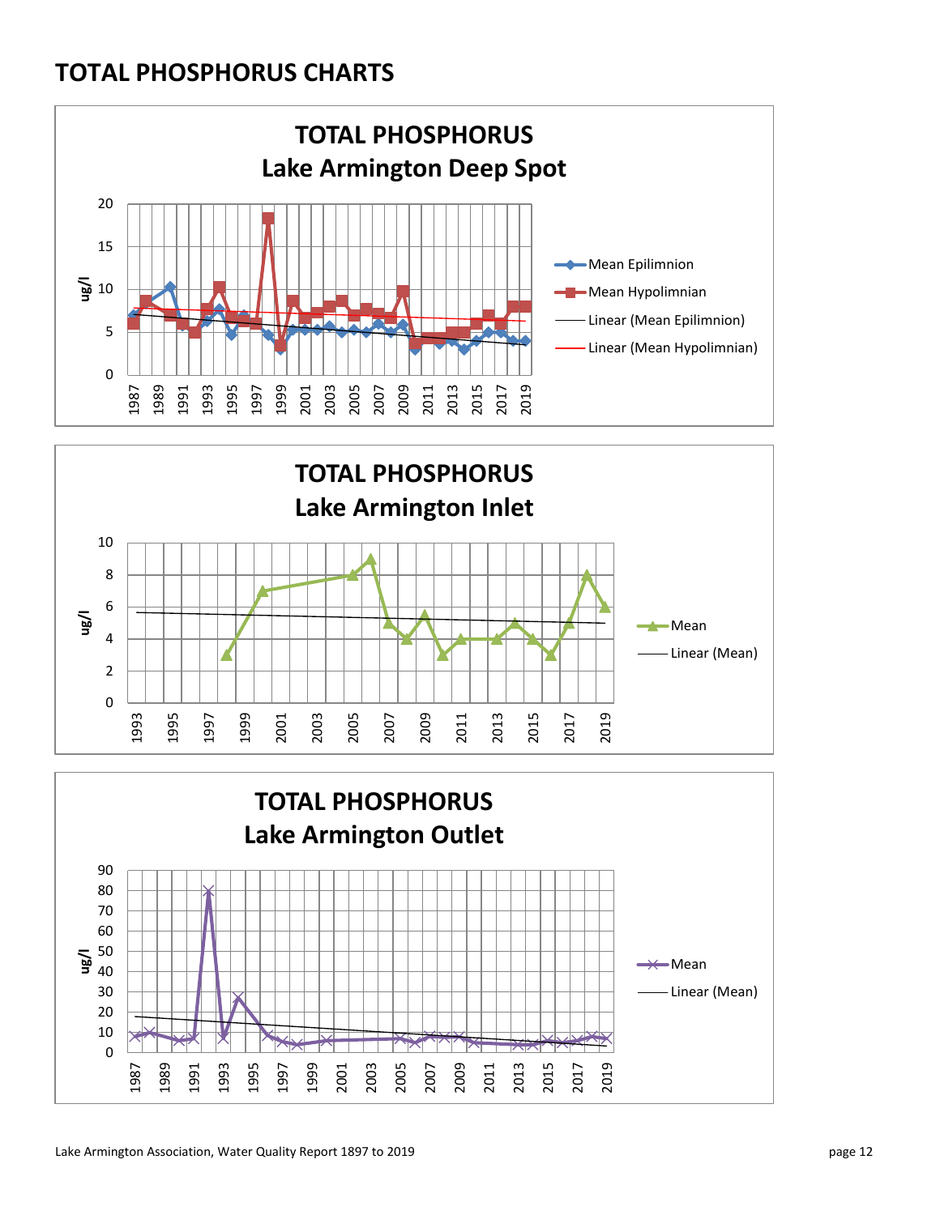# TOTAL PHOSPHORUS CHARTS

**TOTAL PHOSPHORUS**
**Lake Armington Deep Spot**

ug/l

Mean Epilimnion
Mean Hypolimnian
Linear (Mean Epilimnion)
Linear (Mean Hypolimnian)

**TOTAL PHOSPHORUS**
**Lake Armington Inlet**

ug/l

Mean
Linear (Mean)

**TOTAL PHOSPHORUS**
**Lake Armington Outlet**

ug/l

Mean
Linear (Mean)

Lake Armington Association, Water Quality Report 1897 to 2019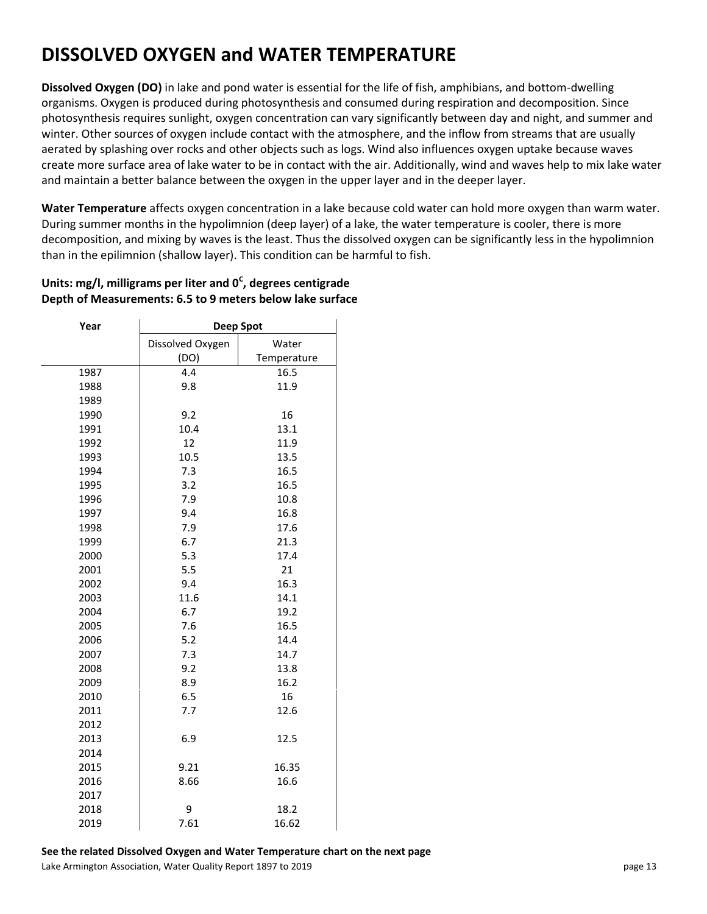# DISSOLVED OXYGEN and WATER TEMPERATURE

**Dissolved Oxygen (DO)** in lake and pond water is essential for the life of fish, amphibians, and bottom-dwelling organisms. Oxygen is produced during photosynthesis and consumed during respiration and decomposition. Since photosynthesis requires sunlight, oxygen concentration can vary significantly between day and night, and summer and winter. Other sources of oxygen include contact with the atmosphere, and the inflow from streams that are usually aerated by splashing over rocks and other objects such as logs. Wind also influences oxygen uptake because waves create more surface area of lake water to be in contact with the air. Additionally, wind and waves help to mix lake water and maintain a better balance between the oxygen in the upper layer and in the deeper layer.

**Water Temperature** affects oxygen concentration in a lake because cold water can hold more oxygen than warm water. During summer months in the hypolimnion (deep layer) of a lake, the water temperature is cooler, there is more decomposition, and mixing by waves is the least. Thus the dissolved oxygen can be significantly less in the hypolimnion than in the epilimnion (shallow layer). This condition can be harmful to fish.

**Units: mg/l, milligrams per liter and $0^C$, degrees centigrade**
**Depth of Measurements: 6.5 to 9 meters below lake surface**

| Year | Deep Spot | |
|---|---|---|
| | Dissolved Oxygen (DO) | Water Temperature |
| 1987 | 4.4 | 16.5 |
| 1988 | 9.8 | 11.9 |
| 1989 | | |
| 1990 | 9.2 | 16 |
| 1991 | 10.4 | 13.1 |
| 1992 | 12 | 11.9 |
| 1993 | 10.5 | 13.5 |
| 1994 | 7.3 | 16.5 |
| 1995 | 3.2 | 16.5 |
| 1996 | 7.9 | 10.8 |
| 1997 | 9.4 | 16.8 |
| 1998 | 7.9 | 17.6 |
| 1999 | 6.7 | 21.3 |
| 2000 | 5.3 | 17.4 |
| 2001 | 5.5 | 21 |
| 2002 | 9.4 | 16.3 |
| 2003 | 11.6 | 14.1 |
| 2004 | 6.7 | 19.2 |
| 2005 | 7.6 | 16.5 |
| 2006 | 5.2 | 14.4 |
| 2007 | 7.3 | 14.7 |
| 2008 | 9.2 | 13.8 |
| 2009 | 8.9 | 16.2 |
| 2010 | 6.5 | 16 |
| 2011 | 7.7 | 12.6 |
| 2012 | | |
| 2013 | 6.9 | 12.5 |
| 2014 | | |
| 2015 | 9.21 | 16.35 |
| 2016 | 8.66 | 16.6 |
| 2017 | | |
| 2018 | 9 | 18.2 |
| 2019 | 7.61 | 16.62 |

**See the related Dissolved Oxygen and Water Temperature chart on the next page**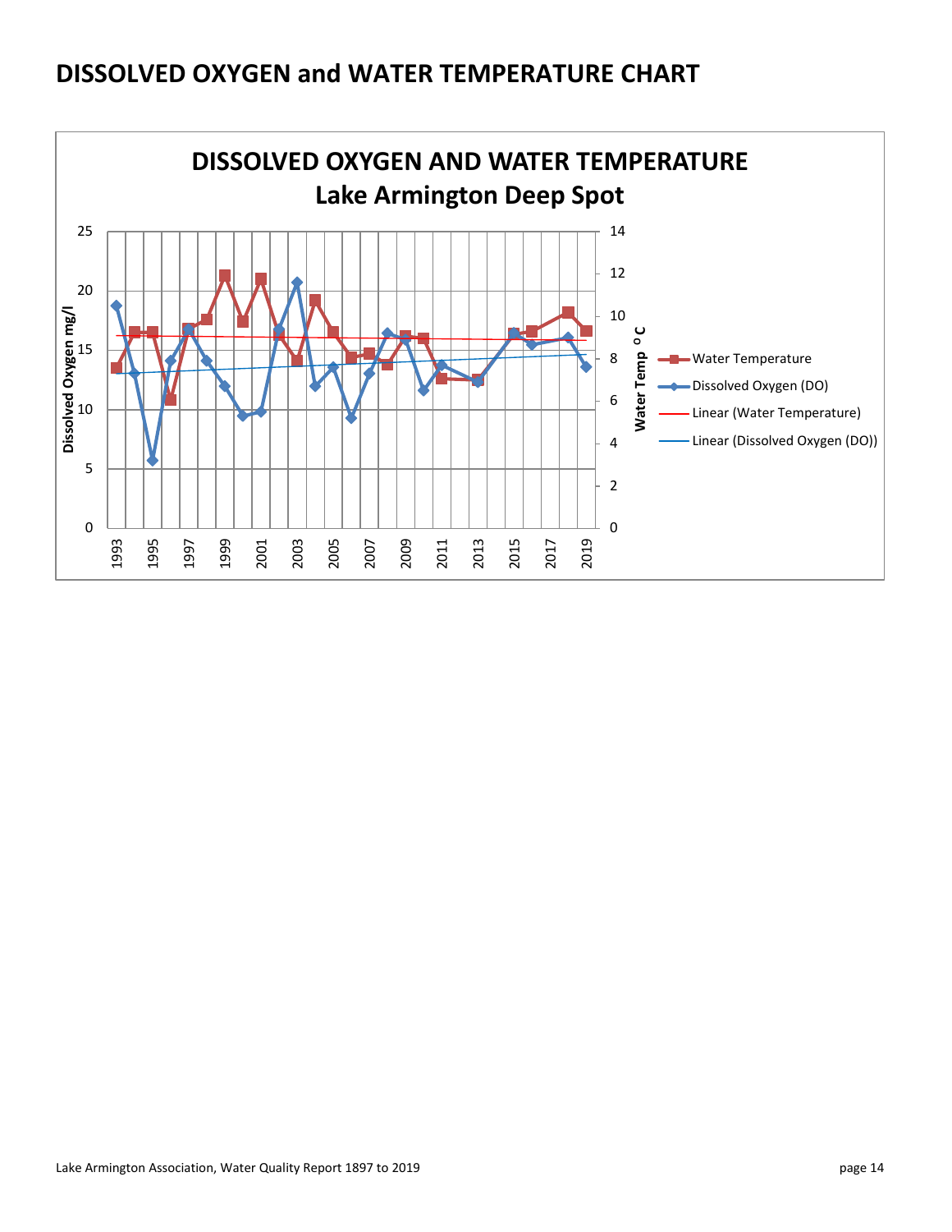# DISSOLVED OXYGEN and WATER TEMPERATURE CHART

DISSOLVED OXYGEN AND WATER TEMPERATURE

Lake Armington Deep Spot

Dissolved Oxygen mg/l

Water Temp °C

Water Temperature

Dissolved Oxygen (DO)

Linear (Water Temperature)

Linear (Dissolved Oxygen (DO))

1993 1995 1997 1999 2001 2003 2005 2007 2009 2011 2013 2015 2017 2019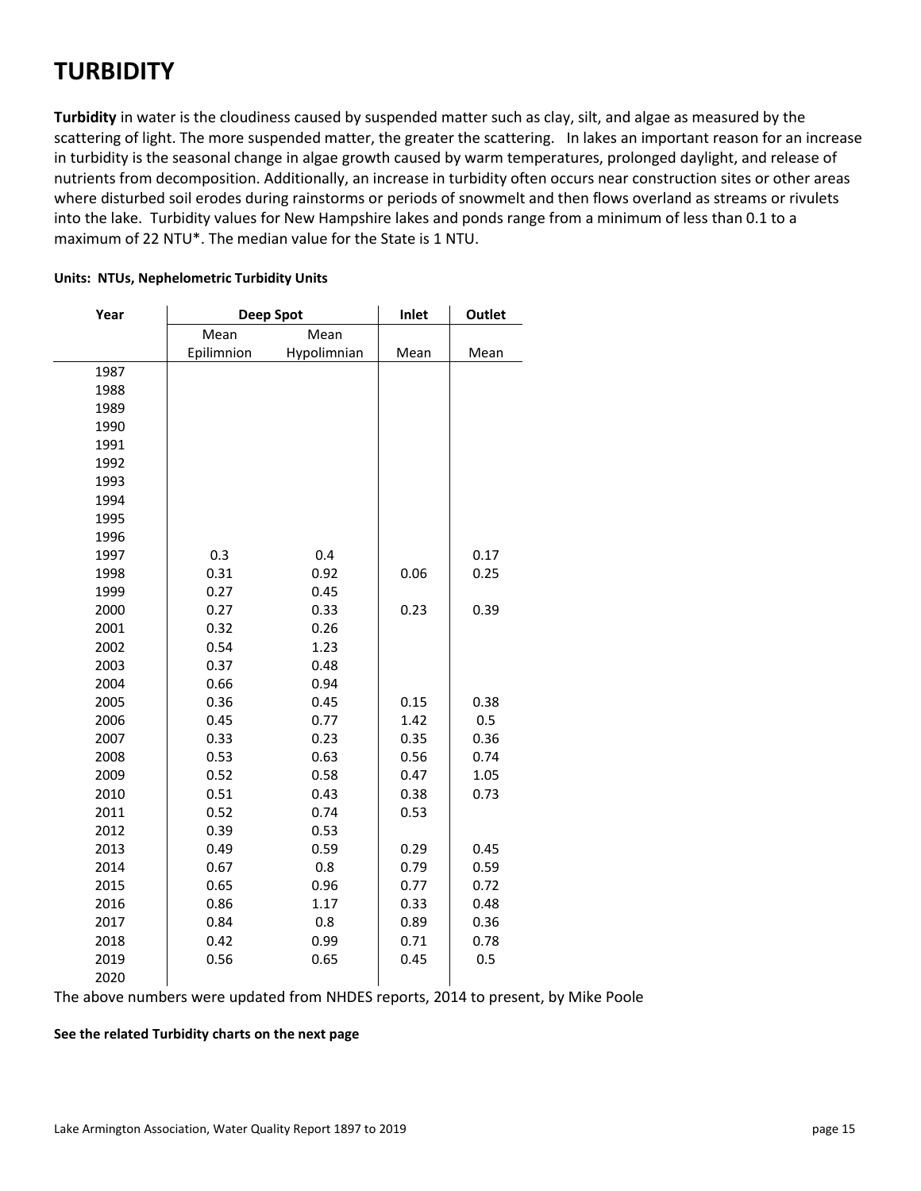# TURBIDITY

**Turbidity** in water is the cloudiness caused by suspended matter such as clay, silt, and algae as measured by the scattering of light. The more suspended matter, the greater the scattering. In lakes an important reason for an increase in turbidity is the seasonal change in algae growth caused by warm temperatures, prolonged daylight, and release of nutrients from decomposition. Additionally, an increase in turbidity often occurs near construction sites or other areas where disturbed soil erodes during rainstorms or periods of snowmelt and then flows overland as streams or rivulets into the lake. Turbidity values for New Hampshire lakes and ponds range from a minimum of less than 0.1 to a maximum of 22 NTU*. The median value for the State is 1 NTU.

**Units: NTUs, Nephelometric Turbidity Units**

| Year | Deep Spot | | Inlet | Outlet |
|---|---|---|---|---|
| | Mean Epilimnion | Mean Hypolimnian | Mean | Mean |
| 1987 | | | | |
| 1988 | | | | |
| 1989 | | | | |
| 1990 | | | | |
| 1991 | | | | |
| 1992 | | | | |
| 1993 | | | | |
| 1994 | | | | |
| 1995 | | | | |
| 1996 | | | | |
| 1997 | 0.3 | 0.4 | | 0.17 |
| 1998 | 0.31 | 0.92 | 0.06 | 0.25 |
| 1999 | 0.27 | 0.45 | | |
| 2000 | 0.27 | 0.33 | 0.23 | 0.39 |
| 2001 | 0.32 | 0.26 | | |
| 2002 | 0.54 | 1.23 | | |
| 2003 | 0.37 | 0.48 | | |
| 2004 | 0.66 | 0.94 | | |
| 2005 | 0.36 | 0.45 | 0.15 | 0.38 |
| 2006 | 0.45 | 0.77 | 1.42 | 0.5 |
| 2007 | 0.33 | 0.23 | 0.35 | 0.36 |
| 2008 | 0.53 | 0.63 | 0.56 | 0.74 |
| 2009 | 0.52 | 0.58 | 0.47 | 1.05 |
| 2010 | 0.51 | 0.43 | 0.38 | 0.73 |
| 2011 | 0.52 | 0.74 | 0.53 | |
| 2012 | 0.39 | 0.53 | | |
| 2013 | 0.49 | 0.59 | 0.29 | 0.45 |
| 2014 | 0.67 | 0.8 | 0.79 | 0.59 |
| 2015 | 0.65 | 0.96 | 0.77 | 0.72 |
| 2016 | 0.86 | 1.17 | 0.33 | 0.48 |
| 2017 | 0.84 | 0.8 | 0.89 | 0.36 |
| 2018 | 0.42 | 0.99 | 0.71 | 0.78 |
| 2019 | 0.56 | 0.65 | 0.45 | 0.5 |
| 2020 | | | | |

The above numbers were updated from NHDES reports, 2014 to present, by Mike Poole

**See the related Turbidity charts on the next page**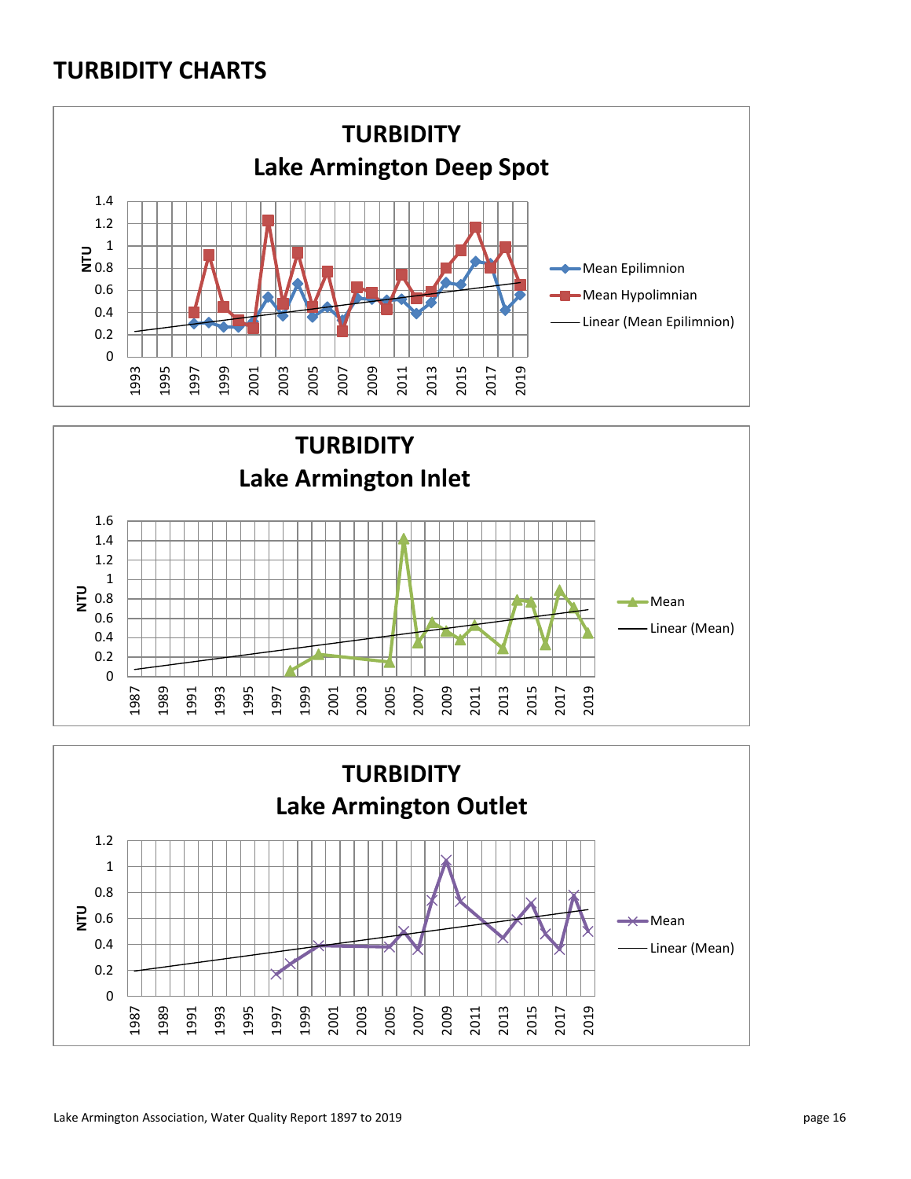# TURBIDITY CHARTS

**TURBIDITY**
**Lake Armington Deep Spot**

NTU

Mean Epilimnion
Mean Hypolimnian
Linear (Mean Epilimnion)

**TURBIDITY**
**Lake Armington Inlet**

NTU

Mean
Linear (Mean)

**TURBIDITY**
**Lake Armington Outlet**

NTU

Mean
Linear (Mean)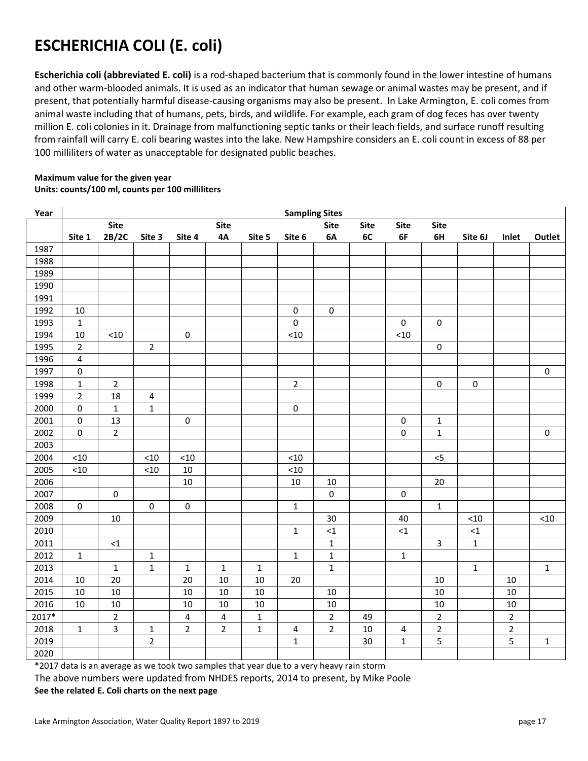# ESCHERICHIA COLI (E. coli)

**Escherichia coli (abbreviated E. coli)** is a rod-shaped bacterium that is commonly found in the lower intestine of humans and other warm-blooded animals. It is used as an indicator that human sewage or animal wastes may be present, and if present, that potentially harmful disease-causing organisms may also be present. In Lake Armington, E. coli comes from animal waste including that of humans, pets, birds, and wildlife. For example, each gram of dog feces has over twenty million E. coli colonies in it. Drainage from malfunctioning septic tanks or their leach fields, and surface runoff resulting from rainfall will carry E. coli bearing wastes into the lake. New Hampshire considers an E. coli count in excess of 88 per 100 milliliters of water as unacceptable for designated public beaches.

**Maximum value for the given year**
**Units: counts/100 ml, counts per 100 milliliters**

| Year | Sampling Sites | | | | | | | | | | | | | |
|---|---|---|---|---|---|---|---|---|---|---|---|---|---|---|
| | Site 1 | Site 2B/2C | Site 3 | Site 4 | Site 4A | Site 5 | Site 6 | Site 6A | Site 6C | Site 6F | Site 6H | Site 6J | Inlet | Outlet |
| 1987 | | | | | | | | | | | | | | |
| 1988 | | | | | | | | | | | | | | |
| 1989 | | | | | | | | | | | | | | |
| 1990 | | | | | | | | | | | | | | |
| 1991 | | | | | | | | | | | | | | |
| 1992 | 10 | | | | | | 0 | 0 | | | | | | |
| 1993 | 1 | | | | | | 0 | | | 0 | 0 | | | |
| 1994 | 10 | <10 | | 0 | | | <10 | | | <10 | | | | |
| 1995 | 2 | | 2 | | | | | | | | 0 | | | |
| 1996 | 4 | | | | | | | | | | | | | |
| 1997 | 0 | | | | | | | | | | | | | 0 |
| 1998 | 1 | 2 | | | | | 2 | | | | 0 | 0 | | |
| 1999 | 2 | 18 | 4 | | | | | | | | | | | |
| 2000 | 0 | 1 | 1 | | | | 0 | | | | | | | |
| 2001 | 0 | 13 | | 0 | | | | | | 0 | 1 | | | |
| 2002 | 0 | 2 | | | | | | | | 0 | 1 | | | 0 |
| 2003 | | | | | | | | | | | | | | |
| 2004 | <10 | | <10 | <10 | | | <10 | | | | <5 | | | |
| 2005 | <10 | | <10 | 10 | | | <10 | | | | | | | |
| 2006 | | | | 10 | | | 10 | 10 | | | 20 | | | |
| 2007 | | 0 | | | | | | 0 | | 0 | | | | |
| 2008 | 0 | | 0 | 0 | | | 1 | | | | 1 | | | |
| 2009 | | 10 | | | | | | 30 | | 40 | | <10 | | <10 |
| 2010 | | | | | | | 1 | <1 | | <1 | | <1 | | |
| 2011 | | <1 | | | | | | 1 | | | 3 | 1 | | |
| 2012 | 1 | | 1 | | | | 1 | 1 | | 1 | | | | |
| 2013 | | 1 | 1 | 1 | 1 | 1 | | 1 | | | | 1 | | 1 |
| 2014 | 10 | 20 | | 20 | 10 | 10 | 20 | | | | 10 | | 10 | |
| 2015 | 10 | 10 | | 10 | 10 | 10 | | 10 | | | 10 | | 10 | |
| 2016 | 10 | 10 | | 10 | 10 | 10 | | 10 | | | 10 | | 10 | |
| 2017* | | 2 | | 4 | 4 | 1 | | 2 | 49 | | 2 | | 2 | |
| 2018 | 1 | 3 | 1 | 2 | 2 | 1 | 4 | 2 | 10 | 4 | 2 | | 2 | |
| 2019 | | | 2 | | | | 1 | | 30 | 1 | 5 | | 5 | 1 |
| 2020 | | | | | | | | | | | | | | |

*2017 data is an average as we took two samples that year due to a very heavy rain storm

The above numbers were updated from NHDES reports, 2014 to present, by Mike Poole

**See the related E. Coli charts on the next page**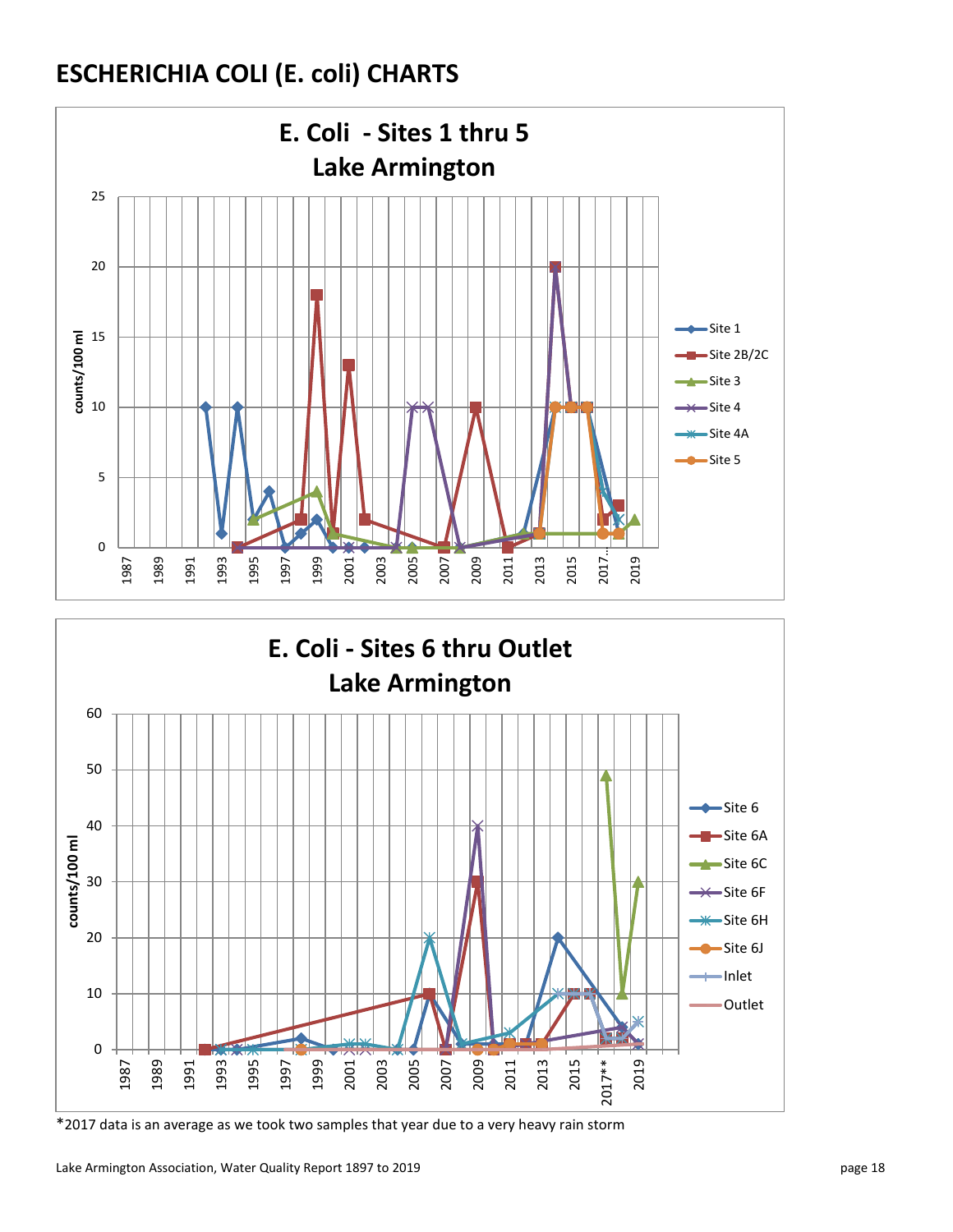# ESCHERICHIA COLI (E. coli) CHARTS

E. Coli - Sites 1 thru 5
Lake Armington

counts/100 ml

25
20
15
10
5
0

1987
1989
1991
1993
1995
1997
1999
2001
2003
2005
2007
2009
2011
2013
2015
2017...
2019

Site 1
Site 2B/2C
Site 3
Site 4
Site 4A
Site 5

E. Coli - Sites 6 thru Outlet
Lake Armington

counts/100 ml

60
50
40
30
20
10
0

1987
1989
1991
1993
1995
1997
1999
2001
2003
2005
2007
2009
2011
2013
2015
2017**
2019

Site 6
Site 6A
Site 6C
Site 6F
Site 6H
Site 6J
Inlet
Outlet

*2017 data is an average as we took two samples that year due to a very heavy rain storm